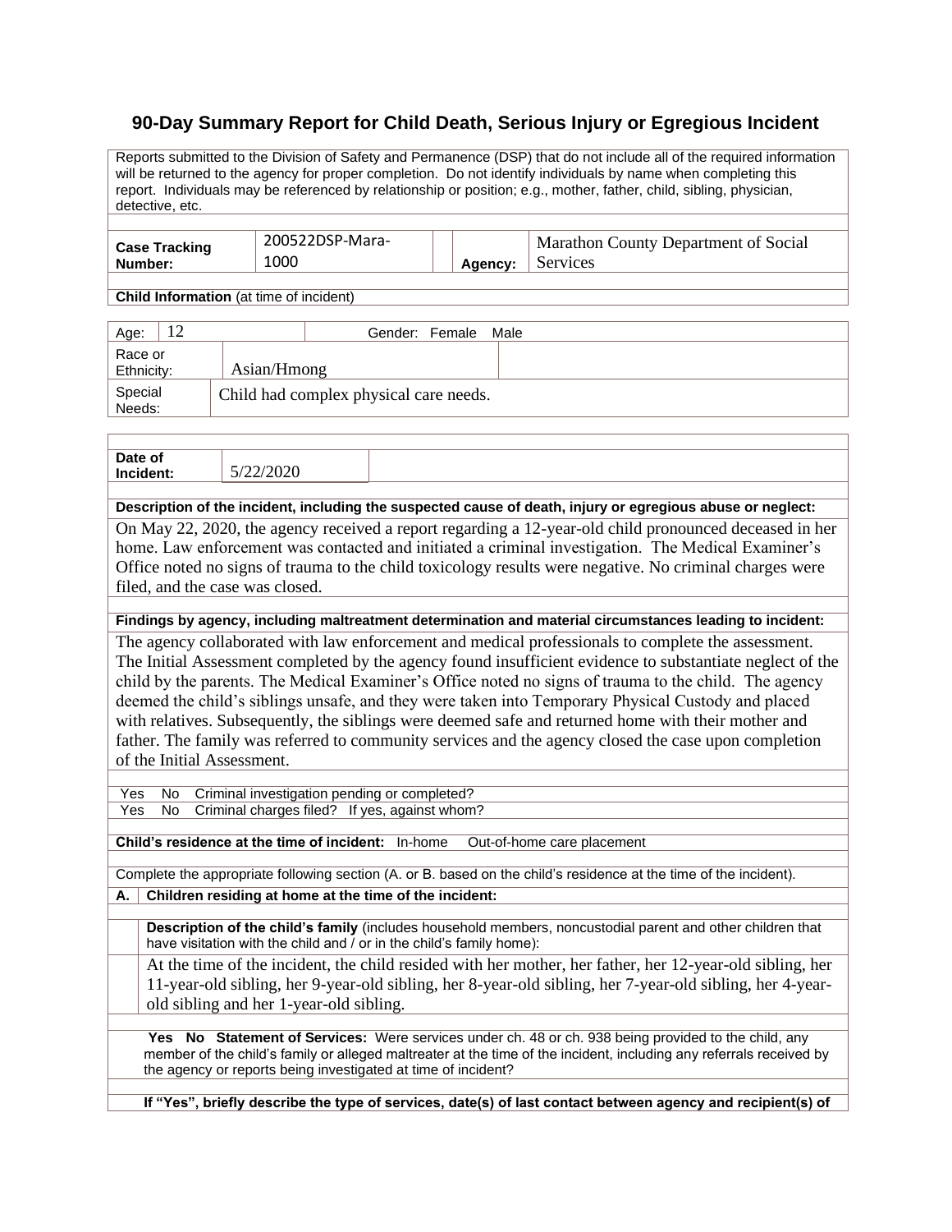# 90-Day Summary Report for Child Death, Serious Injury or Egregious Incident

Reports submitted to the Division of Safety and Permanence (DSP) that do not include all of the required information will be returned to the agency for proper completion. Do not identify individuals by name when completing this report. Individuals may be referenced by relationship or position; e.g., mother, father, child, sibling, physician, detective, etc.

| **Case Tracking Number:** | 200522DSP-Mara-1000 | **Agency:** | Marathon County Department of Social Services |
|---|---|---|---|

**Child Information** (at time of incident)

| Age: | 12 | Gender: Female Male |
|---|---|---|
| Race or Ethnicity: | Asian/Hmong | |
| Special Needs: | Child had complex physical care needs. | |

| **Date of Incident:** | 5/22/2020 |
|---|---|

**Description of the incident, including the suspected cause of death, injury or egregious abuse or neglect:**

On May 22, 2020, the agency received a report regarding a 12-year-old child pronounced deceased in her home. Law enforcement was contacted and initiated a criminal investigation. The Medical Examiner's Office noted no signs of trauma to the child toxicology results were negative. No criminal charges were filed, and the case was closed.

**Findings by agency, including maltreatment determination and material circumstances leading to incident:**

The agency collaborated with law enforcement and medical professionals to complete the assessment. The Initial Assessment completed by the agency found insufficient evidence to substantiate neglect of the child by the parents. The Medical Examiner's Office noted no signs of trauma to the child. The agency deemed the child's siblings unsafe, and they were taken into Temporary Physical Custody and placed with relatives. Subsequently, the siblings were deemed safe and returned home with their mother and father. The family was referred to community services and the agency closed the case upon completion of the Initial Assessment.

Yes No Criminal investigation pending or completed?

Yes No Criminal charges filed? If yes, against whom?

**Child's residence at the time of incident:** In-home Out-of-home care placement

Complete the appropriate following section (A. or B. based on the child's residence at the time of the incident).

**A. Children residing at home at the time of the incident:**

**Description of the child's family** (includes household members, noncustodial parent and other children that have visitation with the child and / or in the child's family home):

At the time of the incident, the child resided with her mother, her father, her 12-year-old sibling, her 11-year-old sibling, her 9-year-old sibling, her 8-year-old sibling, her 7-year-old sibling, her 4-year-old sibling and her 1-year-old sibling.

**Yes No Statement of Services:** Were services under ch. 48 or ch. 938 being provided to the child, any member of the child's family or alleged maltreater at the time of the incident, including any referrals received by the agency or reports being investigated at time of incident?

**If "Yes", briefly describe the type of services, date(s) of last contact between agency and recipient(s) of**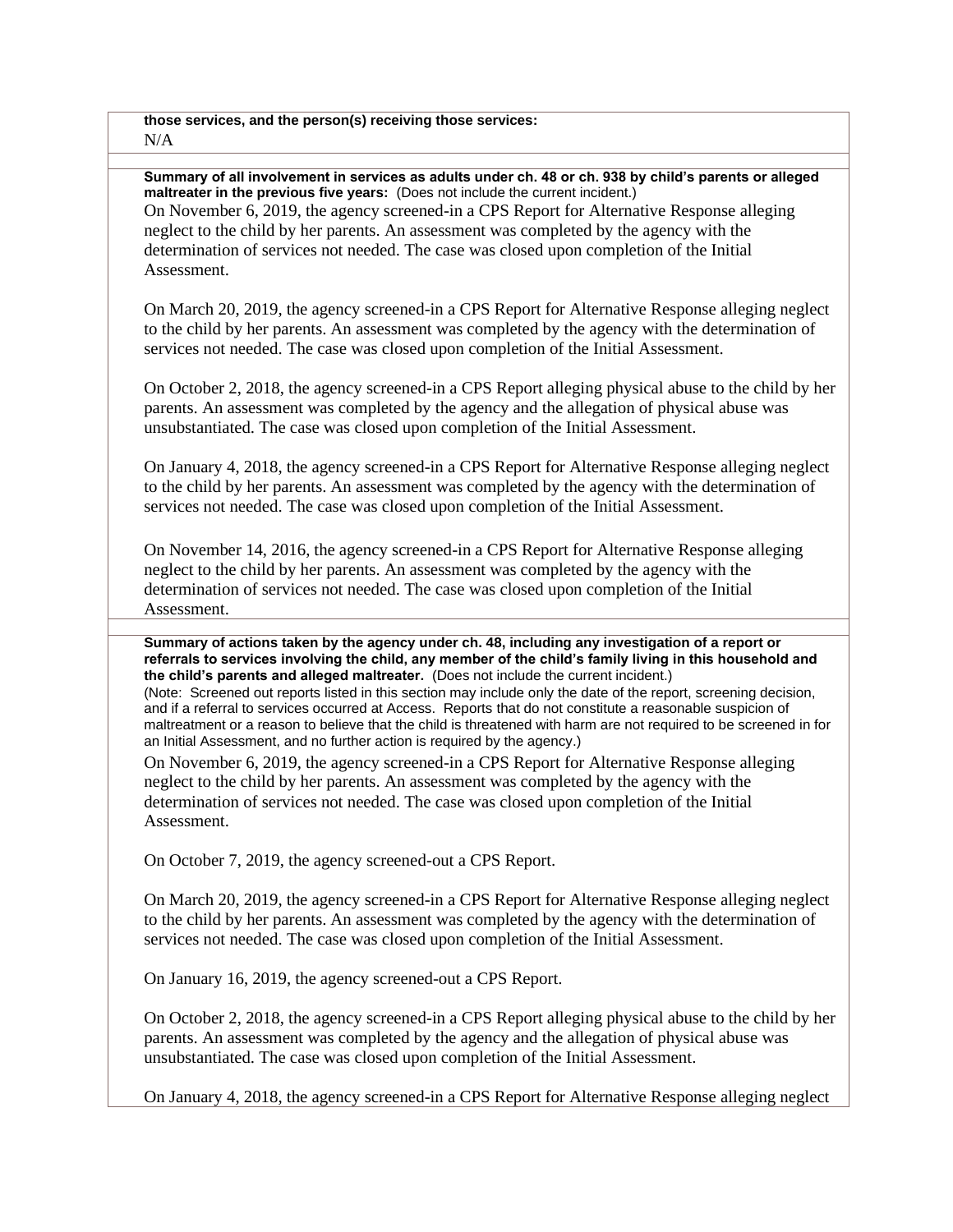**those services, and the person(s) receiving those services:**

N/A

**Summary of all involvement in services as adults under ch. 48 or ch. 938 by child's parents or alleged maltreater in the previous five years:** (Does not include the current incident.)

On November 6, 2019, the agency screened-in a CPS Report for Alternative Response alleging neglect to the child by her parents. An assessment was completed by the agency with the determination of services not needed. The case was closed upon completion of the Initial Assessment.

On March 20, 2019, the agency screened-in a CPS Report for Alternative Response alleging neglect to the child by her parents. An assessment was completed by the agency with the determination of services not needed. The case was closed upon completion of the Initial Assessment.

On October 2, 2018, the agency screened-in a CPS Report alleging physical abuse to the child by her parents. An assessment was completed by the agency and the allegation of physical abuse was unsubstantiated. The case was closed upon completion of the Initial Assessment.

On January 4, 2018, the agency screened-in a CPS Report for Alternative Response alleging neglect to the child by her parents. An assessment was completed by the agency with the determination of services not needed. The case was closed upon completion of the Initial Assessment.

On November 14, 2016, the agency screened-in a CPS Report for Alternative Response alleging neglect to the child by her parents. An assessment was completed by the agency with the determination of services not needed. The case was closed upon completion of the Initial Assessment.

**Summary of actions taken by the agency under ch. 48, including any investigation of a report or referrals to services involving the child, any member of the child's family living in this household and the child's parents and alleged maltreater.** (Does not include the current incident.)

(Note: Screened out reports listed in this section may include only the date of the report, screening decision, and if a referral to services occurred at Access. Reports that do not constitute a reasonable suspicion of maltreatment or a reason to believe that the child is threatened with harm are not required to be screened in for an Initial Assessment, and no further action is required by the agency.)

On November 6, 2019, the agency screened-in a CPS Report for Alternative Response alleging neglect to the child by her parents. An assessment was completed by the agency with the determination of services not needed. The case was closed upon completion of the Initial Assessment.

On October 7, 2019, the agency screened-out a CPS Report.

On March 20, 2019, the agency screened-in a CPS Report for Alternative Response alleging neglect to the child by her parents. An assessment was completed by the agency with the determination of services not needed. The case was closed upon completion of the Initial Assessment.

On January 16, 2019, the agency screened-out a CPS Report.

On October 2, 2018, the agency screened-in a CPS Report alleging physical abuse to the child by her parents. An assessment was completed by the agency and the allegation of physical abuse was unsubstantiated. The case was closed upon completion of the Initial Assessment.

On January 4, 2018, the agency screened-in a CPS Report for Alternative Response alleging neglect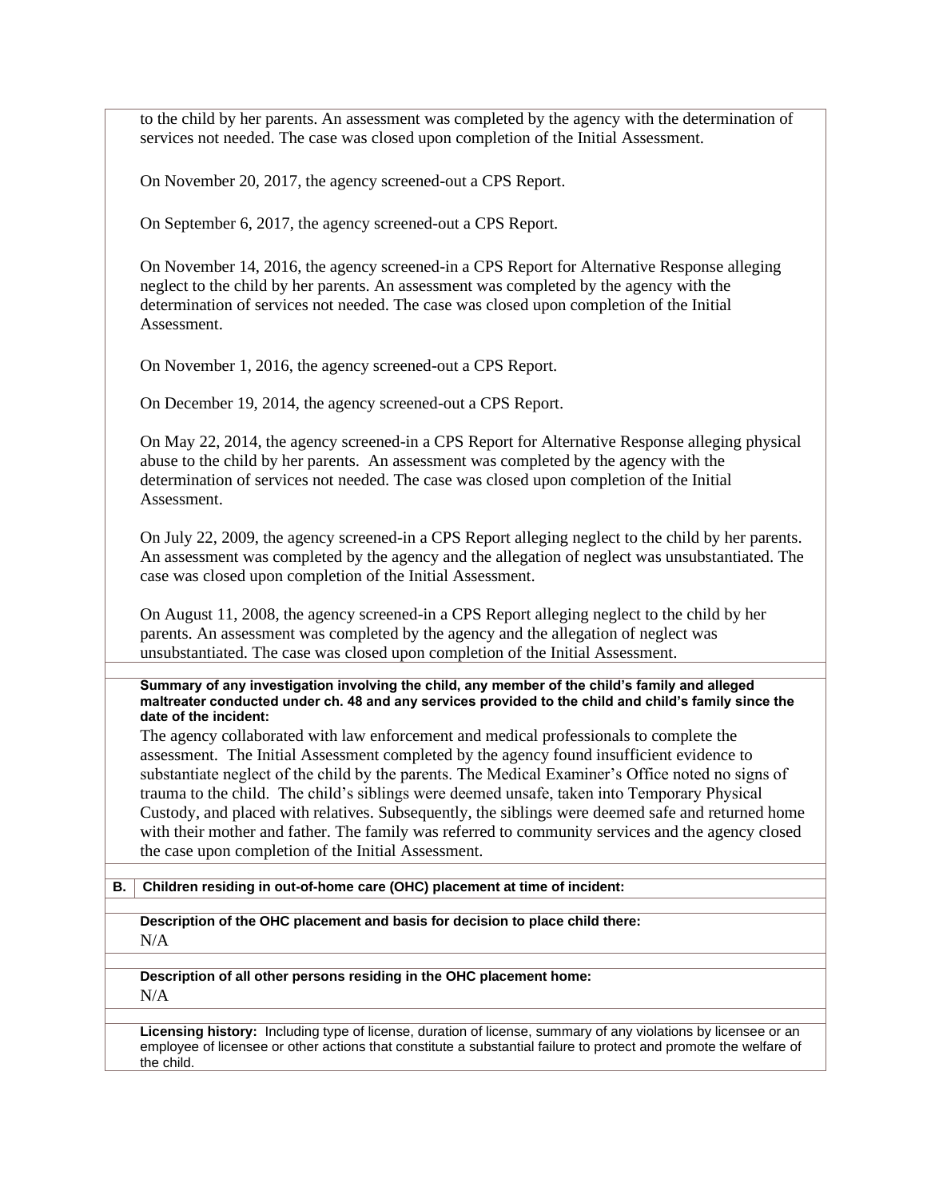to the child by her parents. An assessment was completed by the agency with the determination of services not needed. The case was closed upon completion of the Initial Assessment.

On November 20, 2017, the agency screened-out a CPS Report.

On September 6, 2017, the agency screened-out a CPS Report.

On November 14, 2016, the agency screened-in a CPS Report for Alternative Response alleging neglect to the child by her parents. An assessment was completed by the agency with the determination of services not needed. The case was closed upon completion of the Initial Assessment.

On November 1, 2016, the agency screened-out a CPS Report.

On December 19, 2014, the agency screened-out a CPS Report.

On May 22, 2014, the agency screened-in a CPS Report for Alternative Response alleging physical abuse to the child by her parents. An assessment was completed by the agency with the determination of services not needed. The case was closed upon completion of the Initial Assessment.

On July 22, 2009, the agency screened-in a CPS Report alleging neglect to the child by her parents. An assessment was completed by the agency and the allegation of neglect was unsubstantiated. The case was closed upon completion of the Initial Assessment.

On August 11, 2008, the agency screened-in a CPS Report alleging neglect to the child by her parents. An assessment was completed by the agency and the allegation of neglect was unsubstantiated. The case was closed upon completion of the Initial Assessment.

**Summary of any investigation involving the child, any member of the child's family and alleged maltreater conducted under ch. 48 and any services provided to the child and child's family since the date of the incident:**

The agency collaborated with law enforcement and medical professionals to complete the assessment. The Initial Assessment completed by the agency found insufficient evidence to substantiate neglect of the child by the parents. The Medical Examiner's Office noted no signs of trauma to the child. The child's siblings were deemed unsafe, taken into Temporary Physical Custody, and placed with relatives. Subsequently, the siblings were deemed safe and returned home with their mother and father. The family was referred to community services and the agency closed the case upon completion of the Initial Assessment.

**B. Children residing in out-of-home care (OHC) placement at time of incident:**

**Description of the OHC placement and basis for decision to place child there:**

N/A

**Description of all other persons residing in the OHC placement home:**

N/A

**Licensing history:** Including type of license, duration of license, summary of any violations by licensee or an employee of licensee or other actions that constitute a substantial failure to protect and promote the welfare of the child.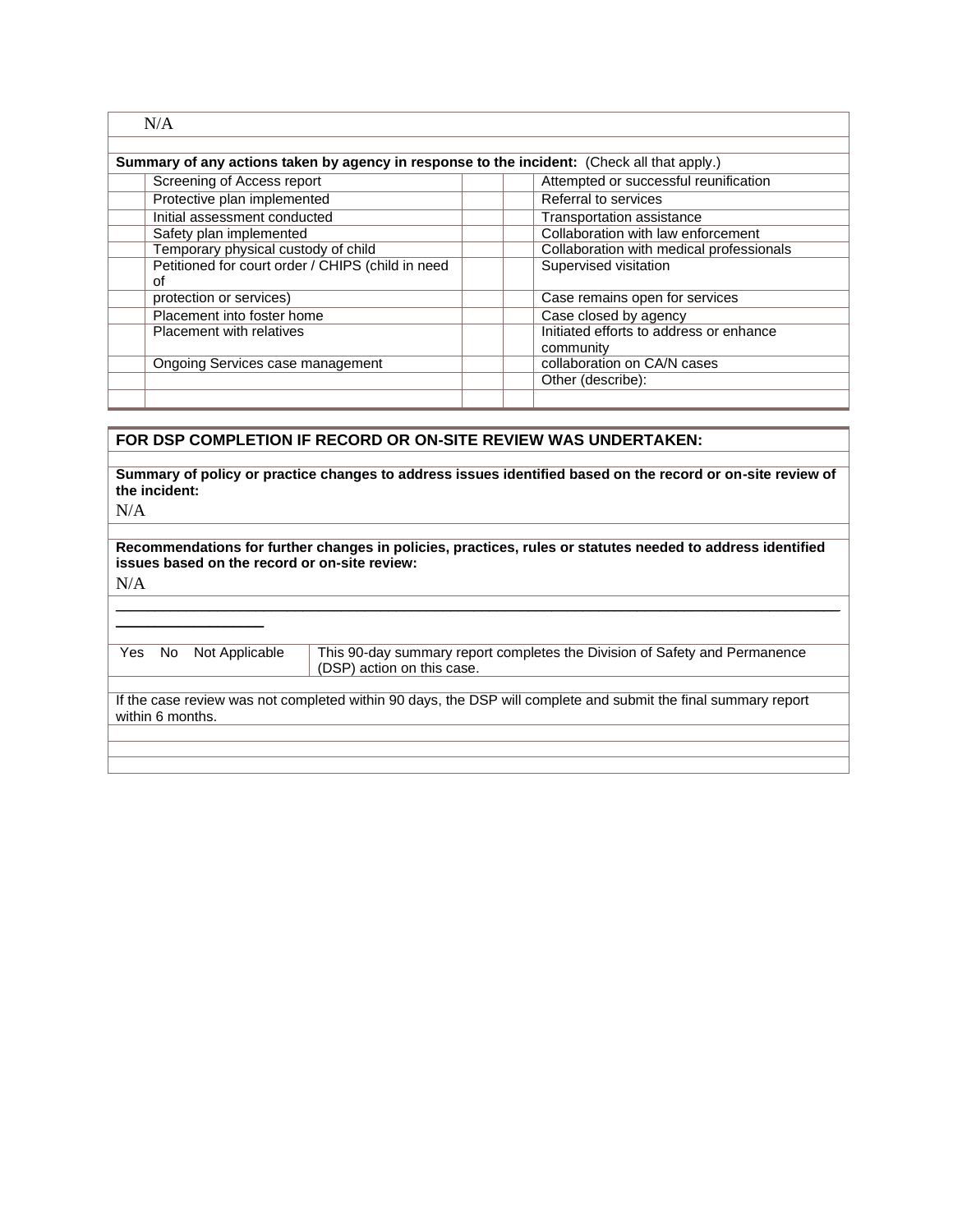N/A

**Summary of any actions taken by agency in response to the incident:** (Check all that apply.)

| | | | | |
|---|---|---|---|---|
| | Screening of Access report | | | Attempted or successful reunification |
| | Protective plan implemented | | | Referral to services |
| | Initial assessment conducted | | | Transportation assistance |
| | Safety plan implemented | | | Collaboration with law enforcement |
| | Temporary physical custody of child | | | Collaboration with medical professionals |
| | Petitioned for court order / CHIPS (child in need of | | | Supervised visitation |
| | protection or services) | | | Case remains open for services |
| | Placement into foster home | | | Case closed by agency |
| | Placement with relatives | | | Initiated efforts to address or enhance community |
| | Ongoing Services case management | | | collaboration on CA/N cases |
| | | | | Other (describe): |
| | | | | |

**FOR DSP COMPLETION IF RECORD OR ON-SITE REVIEW WAS UNDERTAKEN:**

**Summary of policy or practice changes to address issues identified based on the record or on-site review of the incident:**

N/A

**Recommendations for further changes in policies, practices, rules or statutes needed to address identified issues based on the record or on-site review:**

N/A

| | |
|---|---|
| Yes No Not Applicable | This 90-day summary report completes the Division of Safety and Permanence (DSP) action on this case. |

If the case review was not completed within 90 days, the DSP will complete and submit the final summary report within 6 months.